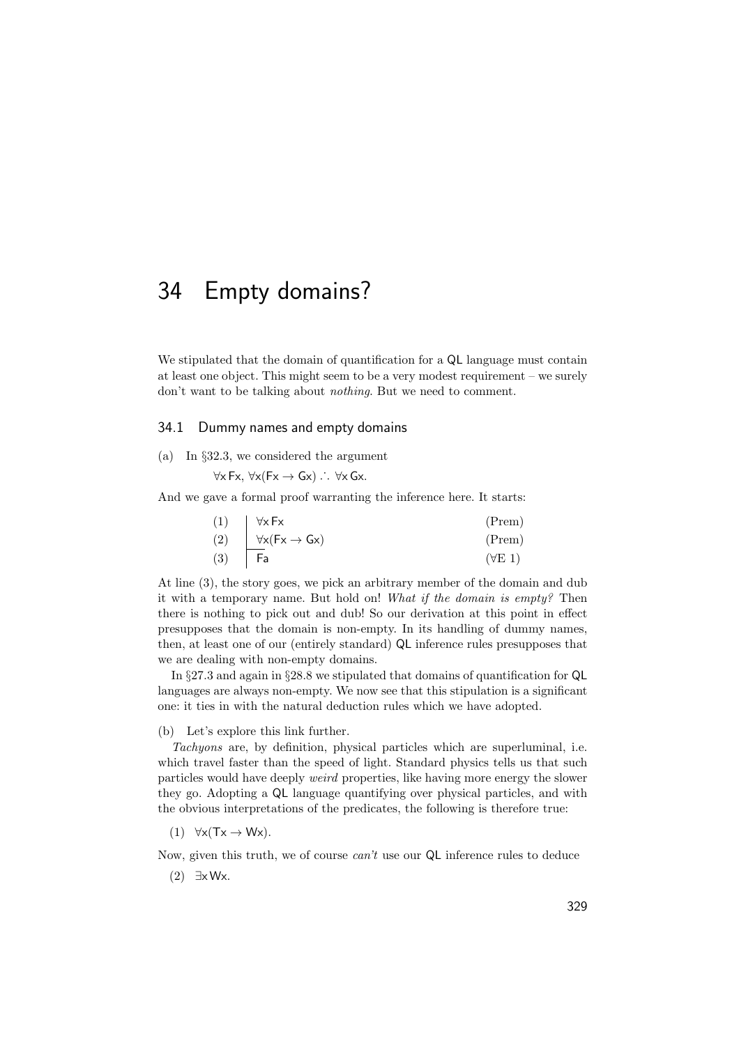# 34 Empty domains?

We stipulated that the domain of quantification for a QL language must contain at least one object. This might seem to be a very modest requirement – we surely don't want to be talking about *nothing*. But we need to comment.

## 34.1 Dummy names and empty domains

(a) In §32.3, we considered the argument

$\forall x\, Fx,\ \forall x(Fx \to Gx) \therefore \forall x\, Gx.$

And we gave a formal proof warranting the inference here. It starts:

| | | |
|---|---|---|
| (1) | $\forall x\, Fx$ | (Prem) |
| (2) | $\forall x(Fx \to Gx)$ | (Prem) |
| (3) | $Fa$ | ($\forall$E 1) |

At line (3), the story goes, we pick an arbitrary member of the domain and dub it with a temporary name. But hold on! *What if the domain is empty?* Then there is nothing to pick out and dub! So our derivation at this point in effect presupposes that the domain is non-empty. In its handling of dummy names, then, at least one of our (entirely standard) QL inference rules presupposes that we are dealing with non-empty domains.

In §27.3 and again in §28.8 we stipulated that domains of quantification for QL languages are always non-empty. We now see that this stipulation is a significant one: it ties in with the natural deduction rules which we have adopted.

(b) Let's explore this link further.

*Tachyons* are, by definition, physical particles which are superluminal, i.e. which travel faster than the speed of light. Standard physics tells us that such particles would have deeply *weird* properties, like having more energy the slower they go. Adopting a QL language quantifying over physical particles, and with the obvious interpretations of the predicates, the following is therefore true:

(1) $\forall x(Tx \to Wx)$.

Now, given this truth, we of course *can't* use our QL inference rules to deduce

(2) $\exists x\, Wx$.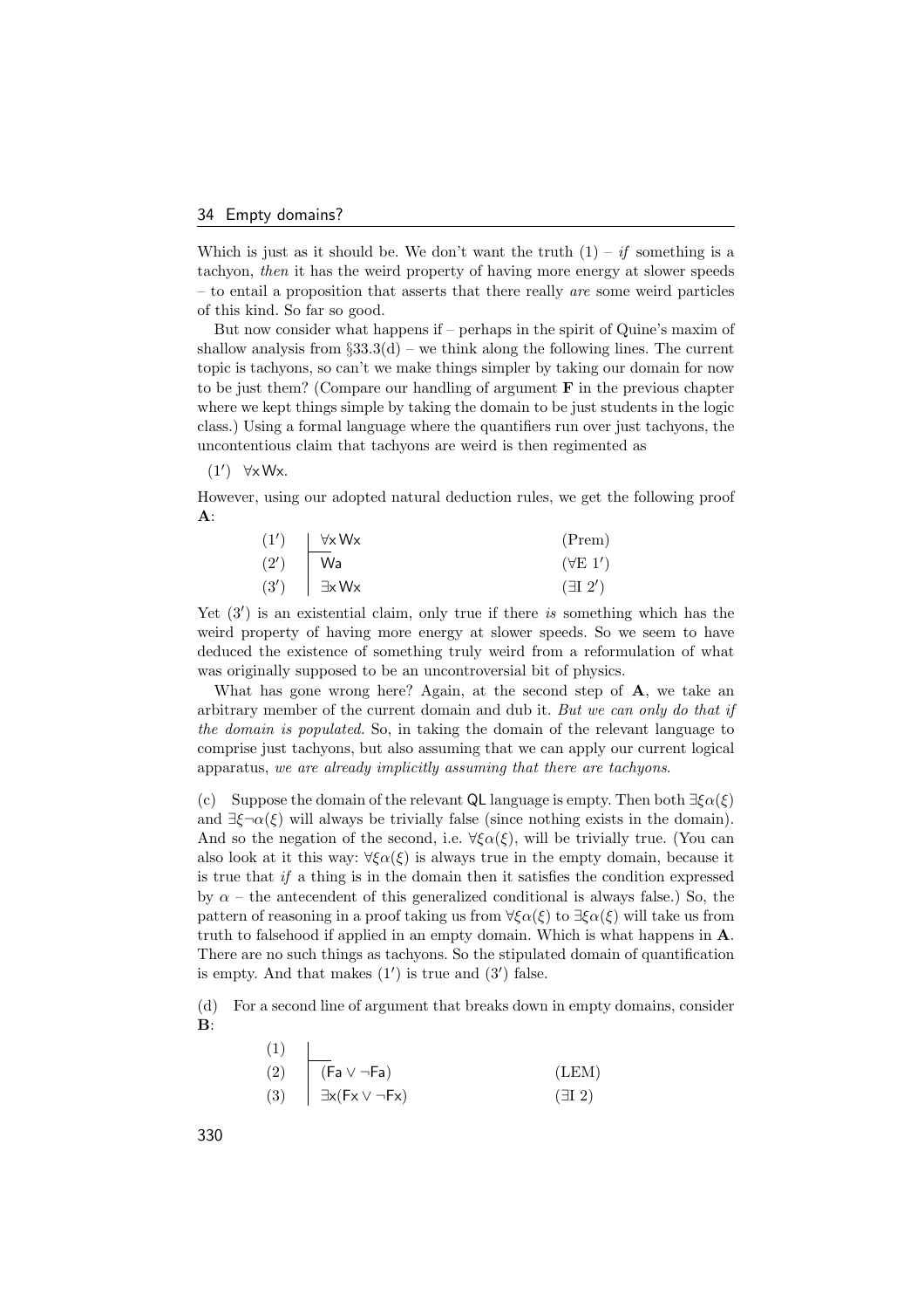Which is just as it should be. We don't want the truth (1) – *if* something is a tachyon, *then* it has the weird property of having more energy at slower speeds – to entail a proposition that asserts that there really *are* some weird particles of this kind. So far so good.

But now consider what happens if – perhaps in the spirit of Quine's maxim of shallow analysis from §33.3(d) – we think along the following lines. The current topic is tachyons, so can't we make things simpler by taking our domain for now to be just them? (Compare our handling of argument **F** in the previous chapter where we kept things simple by taking the domain to be just students in the logic class.) Using a formal language where the quantifiers run over just tachyons, the uncontentious claim that tachyons are weird is then regimented as

(1′) $\forall x\, Wx$.

However, using our adopted natural deduction rules, we get the following proof **A**:

| | | |
|---|---|---|
| (1′) | $\forall x\, Wx$ | (Prem) |
| (2′) | $Wa$ | ($\forall$E 1′) |
| (3′) | $\exists x\, Wx$ | ($\exists$I 2′) |

Yet (3′) is an existential claim, only true if there *is* something which has the weird property of having more energy at slower speeds. So we seem to have deduced the existence of something truly weird from a reformulation of what was originally supposed to be an uncontroversial bit of physics.

What has gone wrong here? Again, at the second step of **A**, we take an arbitrary member of the current domain and dub it. *But we can only do that if the domain is populated.* So, in taking the domain of the relevant language to comprise just tachyons, but also assuming that we can apply our current logical apparatus, *we are already implicitly assuming that there are tachyons.*

(c) Suppose the domain of the relevant QL language is empty. Then both $\exists\xi\alpha(\xi)$ and $\exists\xi\neg\alpha(\xi)$ will always be trivially false (since nothing exists in the domain). And so the negation of the second, i.e. $\forall\xi\alpha(\xi)$, will be trivially true. (You can also look at it this way: $\forall\xi\alpha(\xi)$ is always true in the empty domain, because it is true that *if* a thing is in the domain then it satisfies the condition expressed by $\alpha$ – the antecendent of this generalized conditional is always false.) So, the pattern of reasoning in a proof taking us from $\forall\xi\alpha(\xi)$ to $\exists\xi\alpha(\xi)$ will take us from truth to falsehood if applied in an empty domain. Which is what happens in **A**. There are no such things as tachyons. So the stipulated domain of quantification is empty. And that makes (1′) is true and (3′) false.

(d) For a second line of argument that breaks down in empty domains, consider **B**:

| | | |
|---|---|---|
| (1) | | |
| (2) | $(Fa \lor \neg Fa)$ | (LEM) |
| (3) | $\exists x(Fx \lor \neg Fx)$ | ($\exists$I 2) |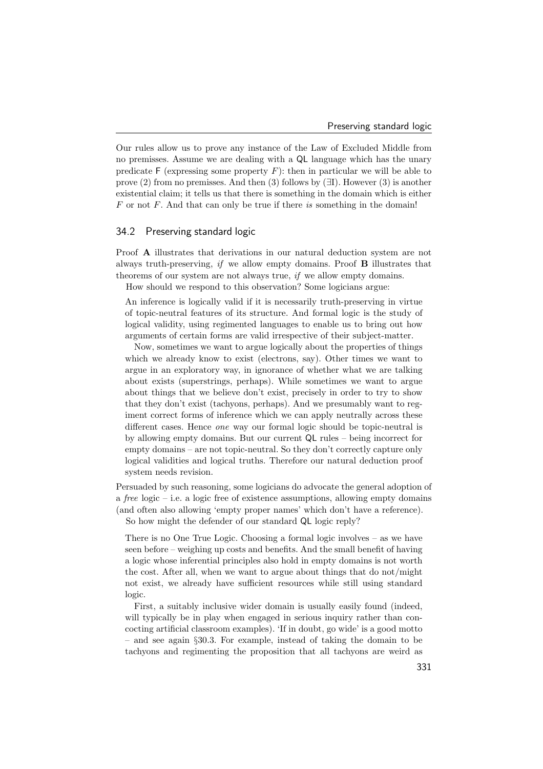Our rules allow us to prove any instance of the Law of Excluded Middle from no premisses. Assume we are dealing with a QL language which has the unary predicate F (expressing some property $F$): then in particular we will be able to prove (2) from no premisses. And then (3) follows by ($\exists$I). However (3) is another existential claim; it tells us that there is something in the domain which is either $F$ or not $F$. And that can only be true if there *is* something in the domain!

## 34.2 Preserving standard logic

Proof **A** illustrates that derivations in our natural deduction system are not always truth-preserving, *if* we allow empty domains. Proof **B** illustrates that theorems of our system are not always true, *if* we allow empty domains.

How should we respond to this observation? Some logicians argue:

> An inference is logically valid if it is necessarily truth-preserving in virtue of topic-neutral features of its structure. And formal logic is the study of logical validity, using regimented languages to enable us to bring out how arguments of certain forms are valid irrespective of their subject-matter.
>
> Now, sometimes we want to argue logically about the properties of things which we already know to exist (electrons, say). Other times we want to argue in an exploratory way, in ignorance of whether what we are talking about exists (superstrings, perhaps). While sometimes we want to argue about things that we believe don't exist, precisely in order to try to show that they don't exist (tachyons, perhaps). And we presumably want to regiment correct forms of inference which we can apply neutrally across these different cases. Hence *one* way our formal logic should be topic-neutral is by allowing empty domains. But our current QL rules – being incorrect for empty domains – are not topic-neutral. So they don't correctly capture only logical validities and logical truths. Therefore our natural deduction proof system needs revision.

Persuaded by such reasoning, some logicians do advocate the general adoption of a *free* logic – i.e. a logic free of existence assumptions, allowing empty domains (and often also allowing 'empty proper names' which don't have a reference).

So how might the defender of our standard QL logic reply?

> There is no One True Logic. Choosing a formal logic involves – as we have seen before – weighing up costs and benefits. And the small benefit of having a logic whose inferential principles also hold in empty domains is not worth the cost. After all, when we want to argue about things that do not/might not exist, we already have sufficient resources while still using standard logic.
>
> First, a suitably inclusive wider domain is usually easily found (indeed, will typically be in play when engaged in serious inquiry rather than concocting artificial classroom examples). 'If in doubt, go wide' is a good motto – and see again §30.3. For example, instead of taking the domain to be tachyons and regimenting the proposition that all tachyons are weird as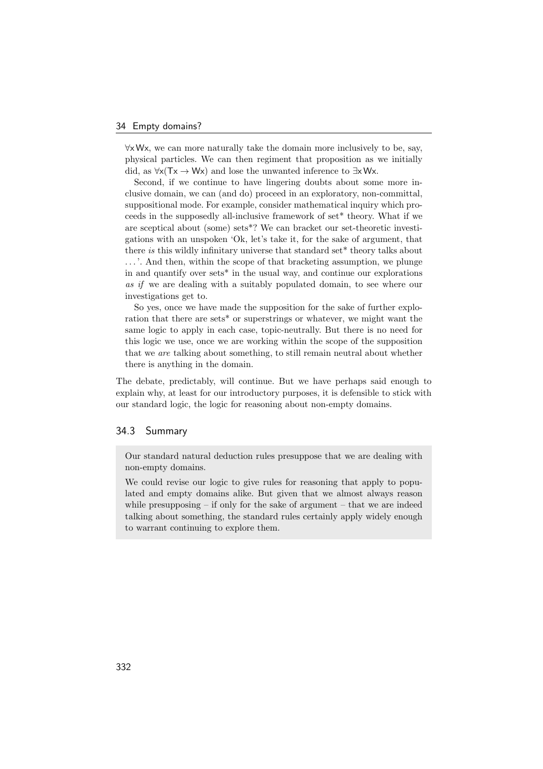$\forall x Wx$, we can more naturally take the domain more inclusively to be, say, physical particles. We can then regiment that proposition as we initially did, as $\forall x(Tx \to Wx)$ and lose the unwanted inference to $\exists x Wx$.

Second, if we continue to have lingering doubts about some more inclusive domain, we can (and do) proceed in an exploratory, non-committal, suppositional mode. For example, consider mathematical inquiry which proceeds in the supposedly all-inclusive framework of set* theory. What if we are sceptical about (some) sets*? We can bracket our set-theoretic investigations with an unspoken 'Ok, let's take it, for the sake of argument, that there *is* this wildly infinitary universe that standard set* theory talks about . . . '. And then, within the scope of that bracketing assumption, we plunge in and quantify over sets* in the usual way, and continue our explorations *as if* we are dealing with a suitably populated domain, to see where our investigations get to.

So yes, once we have made the supposition for the sake of further exploration that there are sets* or superstrings or whatever, we might want the same logic to apply in each case, topic-neutrally. But there is no need for this logic we use, once we are working within the scope of the supposition that we *are* talking about something, to still remain neutral about whether there is anything in the domain.

The debate, predictably, will continue. But we have perhaps said enough to explain why, at least for our introductory purposes, it is defensible to stick with our standard logic, the logic for reasoning about non-empty domains.

## 34.3 Summary

Our standard natural deduction rules presuppose that we are dealing with non-empty domains.

We could revise our logic to give rules for reasoning that apply to populated and empty domains alike. But given that we almost always reason while presupposing – if only for the sake of argument – that we are indeed talking about something, the standard rules certainly apply widely enough to warrant continuing to explore them.